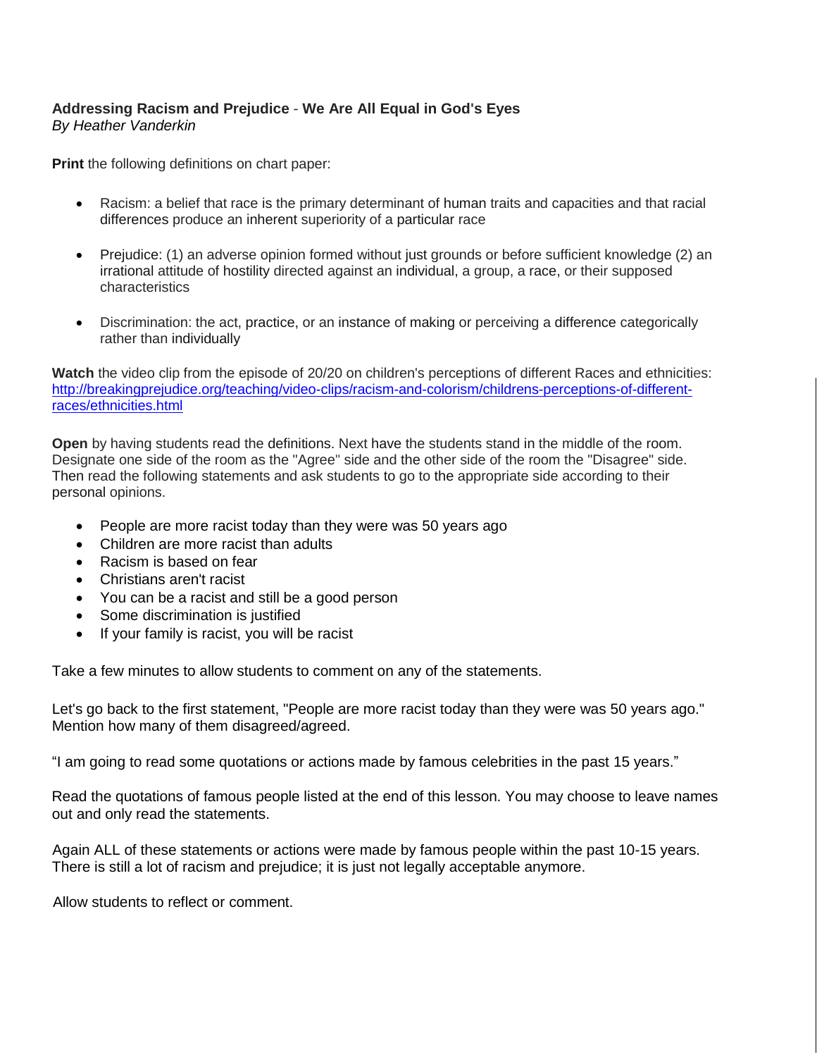**Addressing Racism and Prejudice** - **We Are All Equal in God's Eyes**
*By Heather Vanderkin*

**Print** the following definitions on chart paper:

- Racism: a belief that race is the primary determinant of human traits and capacities and that racial differences produce an inherent superiority of a particular race
- Prejudice: (1) an adverse opinion formed without just grounds or before sufficient knowledge (2) an irrational attitude of hostility directed against an individual, a group, a race, or their supposed characteristics
- Discrimination: the act, practice, or an instance of making or perceiving a difference categorically rather than individually

**Watch** the video clip from the episode of 20/20 on children's perceptions of different Races and ethnicities: [http://breakingprejudice.org/teaching/video-clips/racism-and-colorism/childrens-perceptions-of-different-races/ethnicities.html](http://breakingprejudice.org/teaching/video-clips/racism-and-colorism/childrens-perceptions-of-different-races/ethnicities.html)

**Open** by having students read the definitions. Next have the students stand in the middle of the room. Designate one side of the room as the "Agree" side and the other side of the room the "Disagree" side. Then read the following statements and ask students to go to the appropriate side according to their personal opinions.

- People are more racist today than they were was 50 years ago
- Children are more racist than adults
- Racism is based on fear
- Christians aren't racist
- You can be a racist and still be a good person
- Some discrimination is justified
- If your family is racist, you will be racist

Take a few minutes to allow students to comment on any of the statements.

Let's go back to the first statement, "People are more racist today than they were was 50 years ago." Mention how many of them disagreed/agreed.

"I am going to read some quotations or actions made by famous celebrities in the past 15 years."

Read the quotations of famous people listed at the end of this lesson. You may choose to leave names out and only read the statements.

Again ALL of these statements or actions were made by famous people within the past 10-15 years. There is still a lot of racism and prejudice; it is just not legally acceptable anymore.

Allow students to reflect or comment.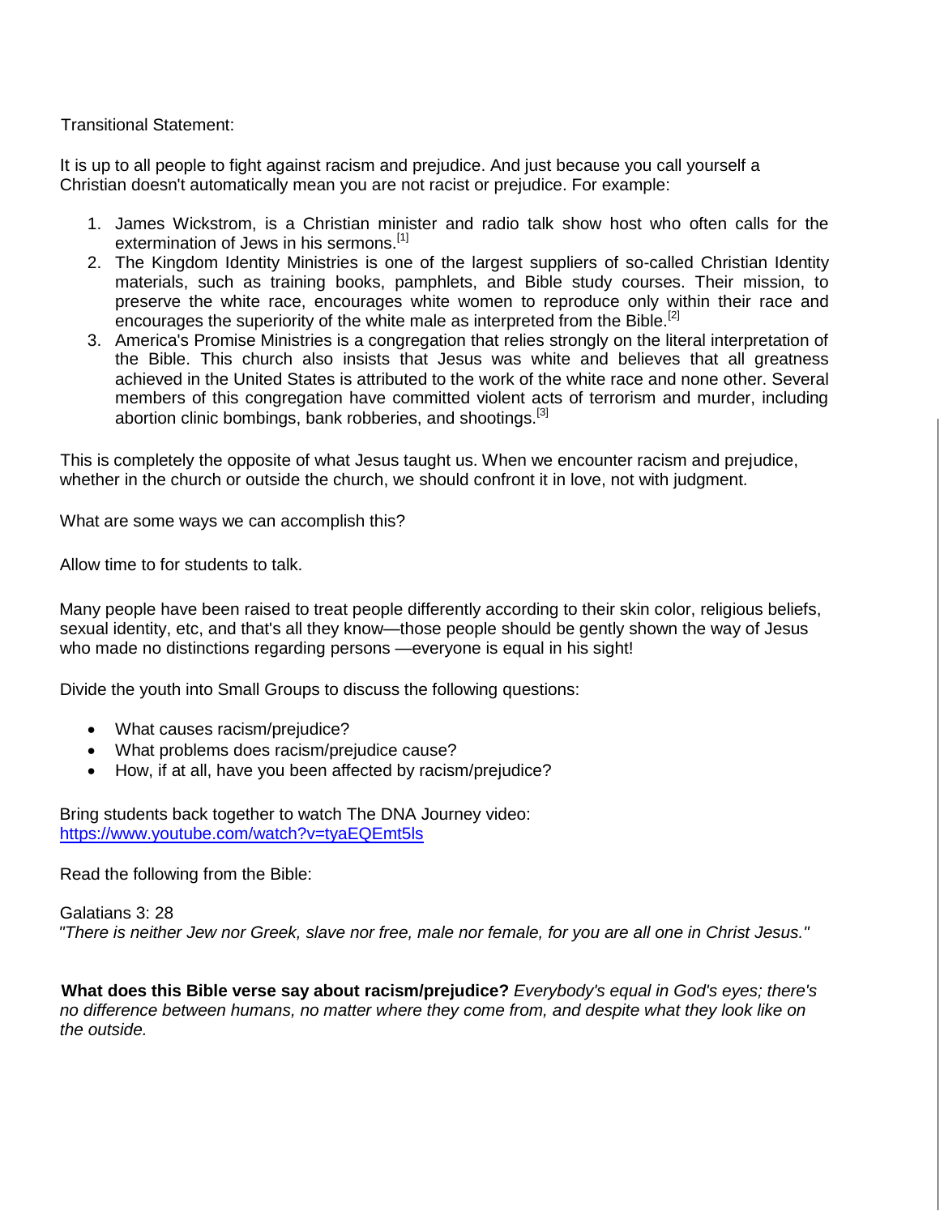Transitional Statement:

It is up to all people to fight against racism and prejudice. And just because you call yourself a Christian doesn't automatically mean you are not racist or prejudice. For example:

1. James Wickstrom, is a Christian minister and radio talk show host who often calls for the extermination of Jews in his sermons.[1]
2. The Kingdom Identity Ministries is one of the largest suppliers of so-called Christian Identity materials, such as training books, pamphlets, and Bible study courses. Their mission, to preserve the white race, encourages white women to reproduce only within their race and encourages the superiority of the white male as interpreted from the Bible.[2]
3. America's Promise Ministries is a congregation that relies strongly on the literal interpretation of the Bible. This church also insists that Jesus was white and believes that all greatness achieved in the United States is attributed to the work of the white race and none other. Several members of this congregation have committed violent acts of terrorism and murder, including abortion clinic bombings, bank robberies, and shootings.[3]

This is completely the opposite of what Jesus taught us. When we encounter racism and prejudice, whether in the church or outside the church, we should confront it in love, not with judgment.

What are some ways we can accomplish this?

Allow time to for students to talk.

Many people have been raised to treat people differently according to their skin color, religious beliefs, sexual identity, etc, and that's all they know—those people should be gently shown the way of Jesus who made no distinctions regarding persons —everyone is equal in his sight!

Divide the youth into Small Groups to discuss the following questions:

- What causes racism/prejudice?
- What problems does racism/prejudice cause?
- How, if at all, have you been affected by racism/prejudice?

Bring students back together to watch The DNA Journey video:
https://www.youtube.com/watch?v=tyaEQEmt5ls

Read the following from the Bible:

Galatians 3: 28
*"There is neither Jew nor Greek, slave nor free, male nor female, for you are all one in Christ Jesus."*

**What does this Bible verse say about racism/prejudice?** *Everybody's equal in God's eyes; there's no difference between humans, no matter where they come from, and despite what they look like on the outside.*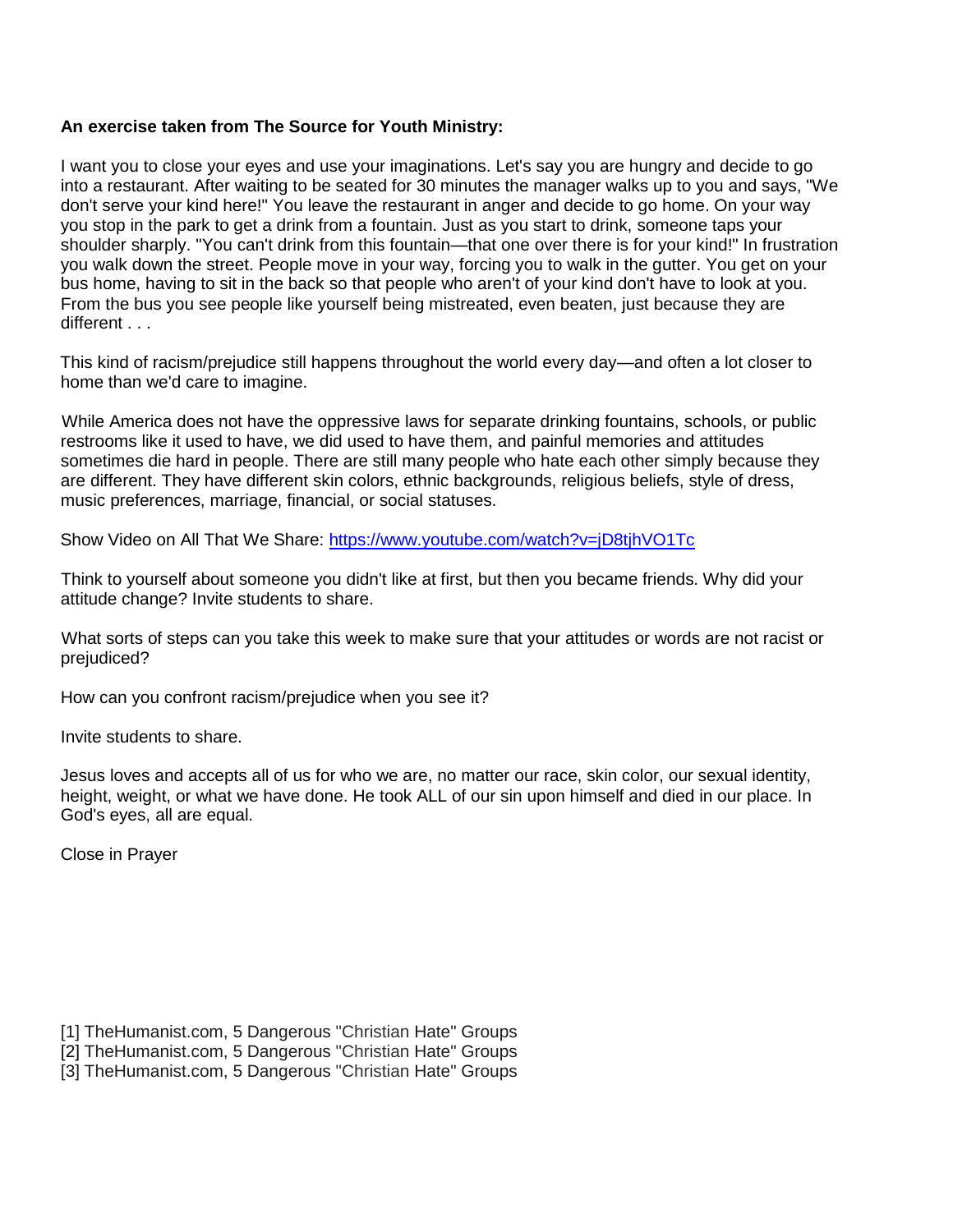**An exercise taken from The Source for Youth Ministry:**

I want you to close your eyes and use your imaginations. Let's say you are hungry and decide to go into a restaurant. After waiting to be seated for 30 minutes the manager walks up to you and says, "We don't serve your kind here!" You leave the restaurant in anger and decide to go home. On your way you stop in the park to get a drink from a fountain. Just as you start to drink, someone taps your shoulder sharply. "You can't drink from this fountain—that one over there is for your kind!" In frustration you walk down the street. People move in your way, forcing you to walk in the gutter. You get on your bus home, having to sit in the back so that people who aren't of your kind don't have to look at you. From the bus you see people like yourself being mistreated, even beaten, just because they are different . . .

This kind of racism/prejudice still happens throughout the world every day—and often a lot closer to home than we'd care to imagine.

While America does not have the oppressive laws for separate drinking fountains, schools, or public restrooms like it used to have, we did used to have them, and painful memories and attitudes sometimes die hard in people. There are still many people who hate each other simply because they are different. They have different skin colors, ethnic backgrounds, religious beliefs, style of dress, music preferences, marriage, financial, or social statuses.

Show Video on All That We Share: [https://www.youtube.com/watch?v=jD8tjhVO1Tc](https://www.youtube.com/watch?v=jD8tjhVO1Tc)

Think to yourself about someone you didn't like at first, but then you became friends. Why did your attitude change? Invite students to share.

What sorts of steps can you take this week to make sure that your attitudes or words are not racist or prejudiced?

How can you confront racism/prejudice when you see it?

Invite students to share.

Jesus loves and accepts all of us for who we are, no matter our race, skin color, our sexual identity, height, weight, or what we have done. He took ALL of our sin upon himself and died in our place. In God's eyes, all are equal.

Close in Prayer

[1] TheHumanist.com, 5 Dangerous "Christian Hate" Groups
[2] TheHumanist.com, 5 Dangerous "Christian Hate" Groups
[3] TheHumanist.com, 5 Dangerous "Christian Hate" Groups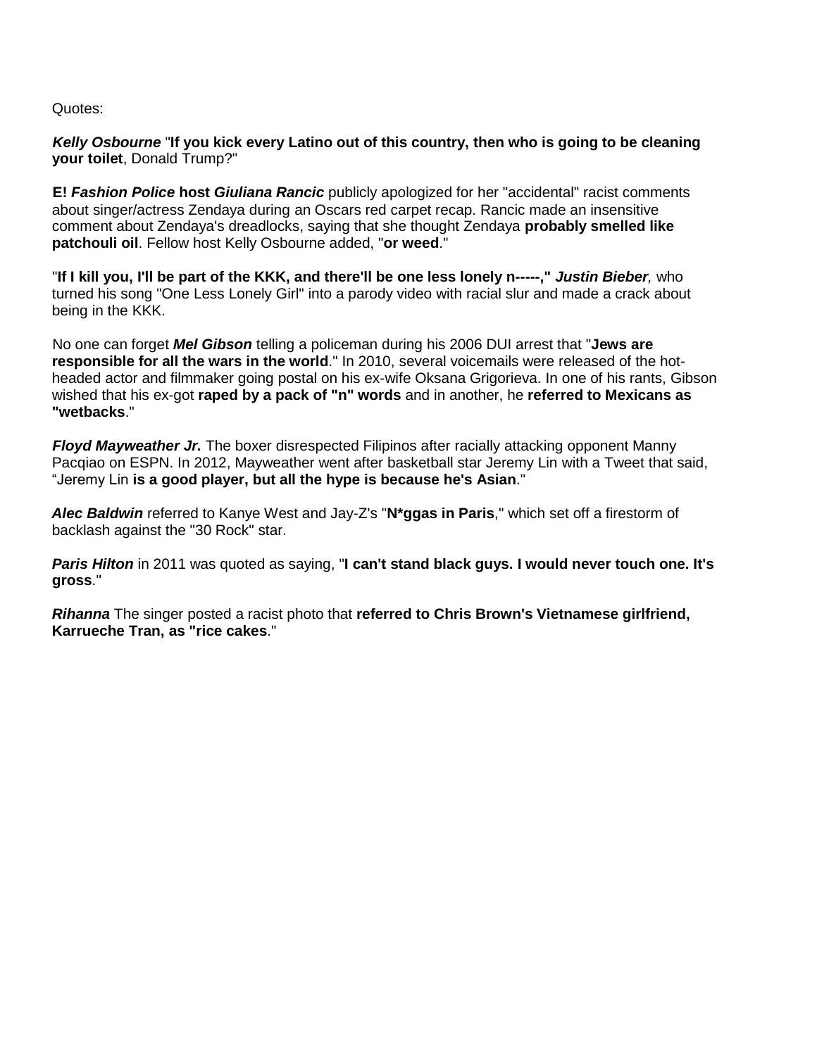Quotes:

***Kelly Osbourne*** "**If you kick every Latino out of this country, then who is going to be cleaning your toilet**, Donald Trump?"

**E! *Fashion Police* host *Giuliana Rancic*** publicly apologized for her "accidental" racist comments about singer/actress Zendaya during an Oscars red carpet recap. Rancic made an insensitive comment about Zendaya's dreadlocks, saying that she thought Zendaya **probably smelled like patchouli oil**. Fellow host Kelly Osbourne added, "**or weed**."

"**If I kill you, I'll be part of the KKK, and there'll be one less lonely n-----," *Justin Bieber*,** who turned his song "One Less Lonely Girl" into a parody video with racial slur and made a crack about being in the KKK.

No one can forget ***Mel Gibson*** telling a policeman during his 2006 DUI arrest that "**Jews are responsible for all the wars in the world**." In 2010, several voicemails were released of the hot-headed actor and filmmaker going postal on his ex-wife Oksana Grigorieva. In one of his rants, Gibson wished that his ex-got **raped by a pack of "n" words** and in another, he **referred to Mexicans as "wetbacks**."

***Floyd Mayweather Jr.*** The boxer disrespected Filipinos after racially attacking opponent Manny Pacqiao on ESPN. In 2012, Mayweather went after basketball star Jeremy Lin with a Tweet that said, "Jeremy Lin **is a good player, but all the hype is because he's Asian**."

***Alec Baldwin*** referred to Kanye West and Jay-Z's "**N*ggas in Paris**," which set off a firestorm of backlash against the "30 Rock" star.

***Paris Hilton*** in 2011 was quoted as saying, "**I can't stand black guys. I would never touch one. It's gross**."

***Rihanna*** The singer posted a racist photo that **referred to Chris Brown's Vietnamese girlfriend, Karrueche Tran, as "rice cakes**."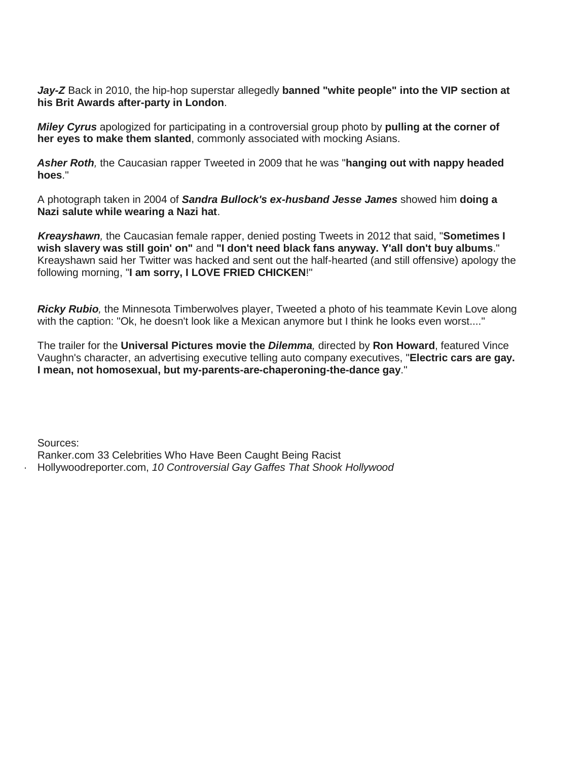***Jay-Z*** Back in 2010, the hip-hop superstar allegedly **banned "white people" into the VIP section at his Brit Awards after-party in London**.

***Miley Cyrus*** apologized for participating in a controversial group photo by **pulling at the corner of her eyes to make them slanted**, commonly associated with mocking Asians.

***Asher Roth**,* the Caucasian rapper Tweeted in 2009 that he was "**hanging out with nappy headed hoes**."

A photograph taken in 2004 of ***Sandra Bullock's ex-husband Jesse James*** showed him **doing a Nazi salute while wearing a Nazi hat**.

***Kreayshawn**,* the Caucasian female rapper, denied posting Tweets in 2012 that said, "**Sometimes I wish slavery was still goin' on"** and **"I don't need black fans anyway. Y'all don't buy albums**." Kreayshawn said her Twitter was hacked and sent out the half-hearted (and still offensive) apology the following morning, "**I am sorry, I LOVE FRIED CHICKEN**!"

***Ricky Rubio**,* the Minnesota Timberwolves player, Tweeted a photo of his teammate Kevin Love along with the caption: "Ok, he doesn't look like a Mexican anymore but I think he looks even worst...."

The trailer for the **Universal Pictures movie the *Dilemma**,* directed by **Ron Howard**, featured Vince Vaughn's character, an advertising executive telling auto company executives, "**Electric cars are gay. I mean, not homosexual, but my-parents-are-chaperoning-the-dance gay**."

Sources:

Ranker.com 33 Celebrities Who Have Been Caught Being Racist

- Hollywoodreporter.com, *10 Controversial Gay Gaffes That Shook Hollywood*